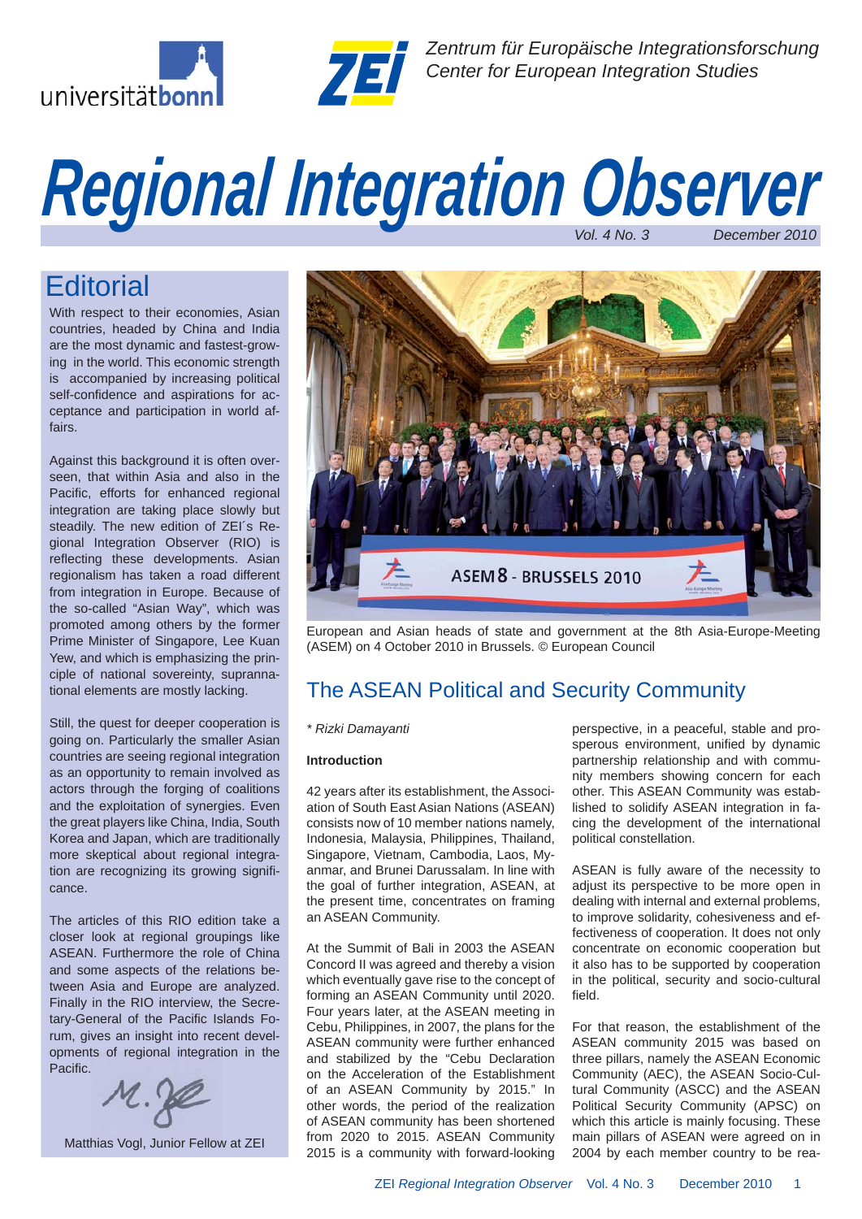Zentrum für Europäische Integrationsforschung
Center for European Integration Studies

# Regional Integration Observer

Vol. 4 No. 3 December 2010

## Editorial

With respect to their economies, Asian countries, headed by China and India are the most dynamic and fastest-growing in the world. This economic strength is accompanied by increasing political self-confidence and aspirations for acceptance and participation in world affairs.

Against this background it is often overseen, that within Asia and also in the Pacific, efforts for enhanced regional integration are taking place slowly but steadily. The new edition of ZEI´s Regional Integration Observer (RIO) is reflecting these developments. Asian regionalism has taken a road different from integration in Europe. Because of the so-called "Asian Way", which was promoted among others by the former Prime Minister of Singapore, Lee Kuan Yew, and which is emphasizing the principle of national sovereinty, supranational elements are mostly lacking.

Still, the quest for deeper cooperation is going on. Particularly the smaller Asian countries are seeing regional integration as an opportunity to remain involved as actors through the forging of coalitions and the exploitation of synergies. Even the great players like China, India, South Korea and Japan, which are traditionally more skeptical about regional integration are recognizing its growing significance.

The articles of this RIO edition take a closer look at regional groupings like ASEAN. Furthermore the role of China and some aspects of the relations between Asia and Europe are analyzed. Finally in the RIO interview, the Secretary-General of the Pacific Islands Forum, gives an insight into recent developments of regional integration in the Pacific.

Matthias Vogl, Junior Fellow at ZEI

European and Asian heads of state and government at the 8th Asia-Europe-Meeting (ASEM) on 4 October 2010 in Brussels. © European Council

## The ASEAN Political and Security Community

*\* Rizki Damayanti*

**Introduction**

42 years after its establishment, the Association of South East Asian Nations (ASEAN) consists now of 10 member nations namely, Indonesia, Malaysia, Philippines, Thailand, Singapore, Vietnam, Cambodia, Laos, Myanmar, and Brunei Darussalam. In line with the goal of further integration, ASEAN, at the present time, concentrates on framing an ASEAN Community.

At the Summit of Bali in 2003 the ASEAN Concord II was agreed and thereby a vision which eventually gave rise to the concept of forming an ASEAN Community until 2020. Four years later, at the ASEAN meeting in Cebu, Philippines, in 2007, the plans for the ASEAN community were further enhanced and stabilized by the "Cebu Declaration on the Acceleration of the Establishment of an ASEAN Community by 2015." In other words, the period of the realization of ASEAN community has been shortened from 2020 to 2015. ASEAN Community 2015 is a community with forward-looking perspective, in a peaceful, stable and prosperous environment, unified by dynamic partnership relationship and with community members showing concern for each other. This ASEAN Community was established to solidify ASEAN integration in facing the development of the international political constellation.

ASEAN is fully aware of the necessity to adjust its perspective to be more open in dealing with internal and external problems, to improve solidarity, cohesiveness and effectiveness of cooperation. It does not only concentrate on economic cooperation but it also has to be supported by cooperation in the political, security and socio-cultural field.

For that reason, the establishment of the ASEAN community 2015 was based on three pillars, namely the ASEAN Economic Community (AEC), the ASEAN Socio-Cultural Community (ASCC) and the ASEAN Political Security Community (APSC) on which this article is mainly focusing. These main pillars of ASEAN were agreed on in 2004 by each member country to be rea-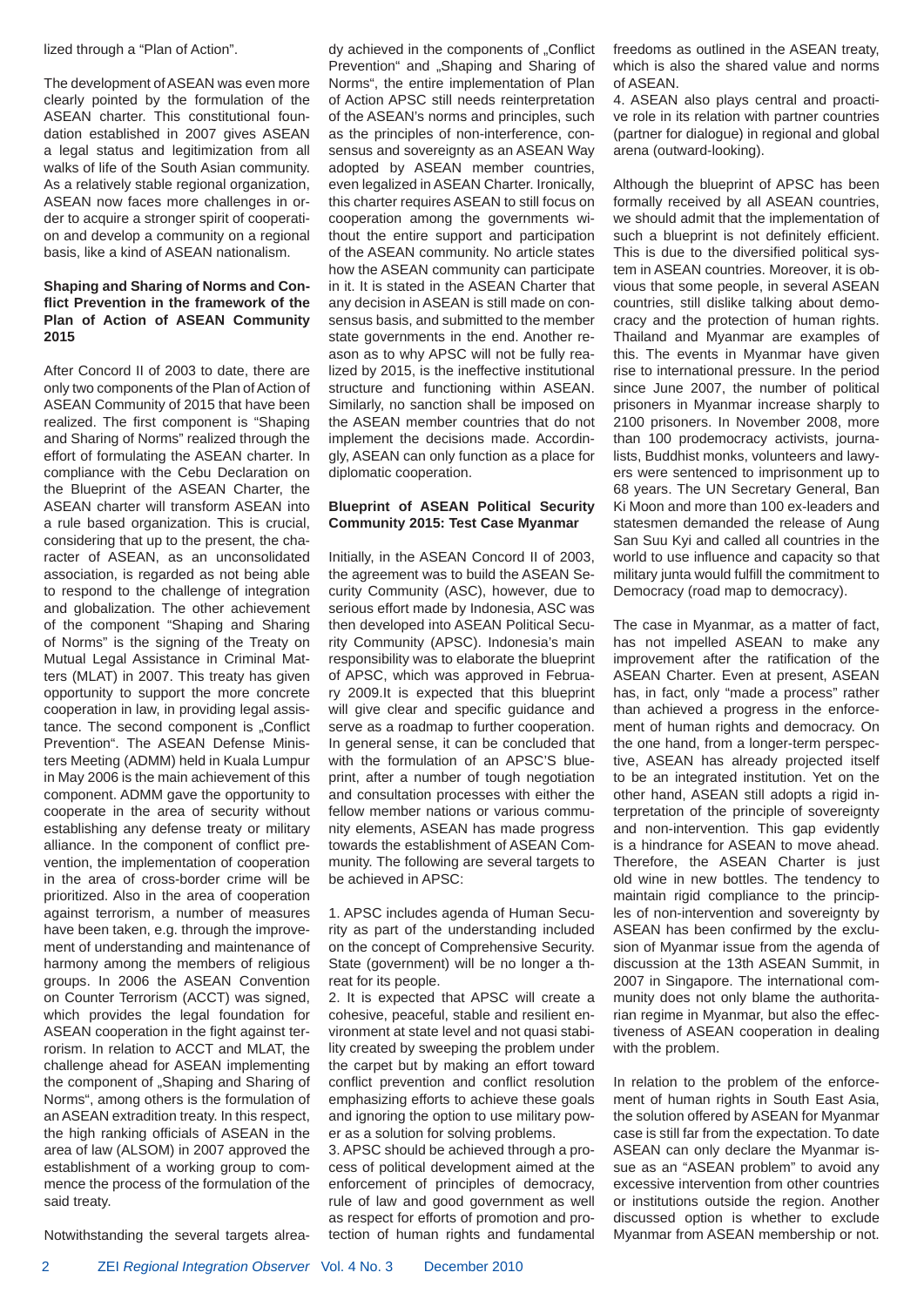lized through a "Plan of Action".

The development of ASEAN was even more clearly pointed by the formulation of the ASEAN charter. This constitutional foundation established in 2007 gives ASEAN a legal status and legitimization from all walks of life of the South Asian community. As a relatively stable regional organization, ASEAN now faces more challenges in order to acquire a stronger spirit of cooperation and develop a community on a regional basis, like a kind of ASEAN nationalism.

### Shaping and Sharing of Norms and Conflict Prevention in the framework of the Plan of Action of ASEAN Community 2015

After Concord II of 2003 to date, there are only two components of the Plan of Action of ASEAN Community of 2015 that have been realized. The first component is "Shaping and Sharing of Norms" realized through the effort of formulating the ASEAN charter. In compliance with the Cebu Declaration on the Blueprint of the ASEAN Charter, the ASEAN charter will transform ASEAN into a rule based organization. This is crucial, considering that up to the present, the character of ASEAN, as an unconsolidated association, is regarded as not being able to respond to the challenge of integration and globalization. The other achievement of the component "Shaping and Sharing of Norms" is the signing of the Treaty on Mutual Legal Assistance in Criminal Matters (MLAT) in 2007. This treaty has given opportunity to support the more concrete cooperation in law, in providing legal assistance. The second component is „Conflict Prevention". The ASEAN Defense Ministers Meeting (ADMM) held in Kuala Lumpur in May 2006 is the main achievement of this component. ADMM gave the opportunity to cooperate in the area of security without establishing any defense treaty or military alliance. In the component of conflict prevention, the implementation of cooperation in the area of cross-border crime will be prioritized. Also in the area of cooperation against terrorism, a number of measures have been taken, e.g. through the improvement of understanding and maintenance of harmony among the members of religious groups. In 2006 the ASEAN Convention on Counter Terrorism (ACCT) was signed, which provides the legal foundation for ASEAN cooperation in the fight against terrorism. In relation to ACCT and MLAT, the challenge ahead for ASEAN implementing the component of „Shaping and Sharing of Norms", among others is the formulation of an ASEAN extradition treaty. In this respect, the high ranking officials of ASEAN in the area of law (ALSOM) in 2007 approved the establishment of a working group to commence the process of the formulation of the said treaty.

Notwithstanding the several targets already achieved in the components of „Conflict Prevention" and „Shaping and Sharing of Norms", the entire implementation of Plan of Action APSC still needs reinterpretation of the ASEAN's norms and principles, such as the principles of non-interference, consensus and sovereignty as an ASEAN Way adopted by ASEAN member countries, even legalized in ASEAN Charter. Ironically, this charter requires ASEAN to still focus on cooperation among the governments without the entire support and participation of the ASEAN community. No article states how the ASEAN community can participate in it. It is stated in the ASEAN Charter that any decision in ASEAN is still made on consensus basis, and submitted to the member state governments in the end. Another reason as to why APSC will not be fully realized by 2015, is the ineffective institutional structure and functioning within ASEAN. Similarly, no sanction shall be imposed on the ASEAN member countries that do not implement the decisions made. Accordingly, ASEAN can only function as a place for diplomatic cooperation.

### Blueprint of ASEAN Political Security Community 2015: Test Case Myanmar

Initially, in the ASEAN Concord II of 2003, the agreement was to build the ASEAN Security Community (ASC), however, due to serious effort made by Indonesia, ASC was then developed into ASEAN Political Security Community (APSC). Indonesia's main responsibility was to elaborate the blueprint of APSC, which was approved in February 2009.It is expected that this blueprint will give clear and specific guidance and serve as a roadmap to further cooperation. In general sense, it can be concluded that with the formulation of an APSC'S blueprint, after a number of tough negotiation and consultation processes with either the fellow member nations or various community elements, ASEAN has made progress towards the establishment of ASEAN Community. The following are several targets to be achieved in APSC:

1. APSC includes agenda of Human Security as part of the understanding included on the concept of Comprehensive Security. State (government) will be no longer a threat for its people.
2. It is expected that APSC will create a cohesive, peaceful, stable and resilient environment at state level and not quasi stability created by sweeping the problem under the carpet but by making an effort toward conflict prevention and conflict resolution emphasizing efforts to achieve these goals and ignoring the option to use military power as a solution for solving problems.
3. APSC should be achieved through a process of political development aimed at the enforcement of principles of democracy, rule of law and good government as well as respect for efforts of promotion and protection of human rights and fundamental freedoms as outlined in the ASEAN treaty, which is also the shared value and norms of ASEAN.
4. ASEAN also plays central and proactive role in its relation with partner countries (partner for dialogue) in regional and global arena (outward-looking).

Although the blueprint of APSC has been formally received by all ASEAN countries, we should admit that the implementation of such a blueprint is not definitely efficient. This is due to the diversified political system in ASEAN countries. Moreover, it is obvious that some people, in several ASEAN countries, still dislike talking about democracy and the protection of human rights. Thailand and Myanmar are examples of this. The events in Myanmar have given rise to international pressure. In the period since June 2007, the number of political prisoners in Myanmar increase sharply to 2100 prisoners. In November 2008, more than 100 prodemocracy activists, journalists, Buddhist monks, volunteers and lawyers were sentenced to imprisonment up to 68 years. The UN Secretary General, Ban Ki Moon and more than 100 ex-leaders and statesmen demanded the release of Aung San Suu Kyi and called all countries in the world to use influence and capacity so that military junta would fulfill the commitment to Democracy (road map to democracy).

The case in Myanmar, as a matter of fact, has not impelled ASEAN to make any improvement after the ratification of the ASEAN Charter. Even at present, ASEAN has, in fact, only "made a process" rather than achieved a progress in the enforcement of human rights and democracy. On the one hand, from a longer-term perspective, ASEAN has already projected itself to be an integrated institution. Yet on the other hand, ASEAN still adopts a rigid interpretation of the principle of sovereignty and non-intervention. This gap evidently is a hindrance for ASEAN to move ahead. Therefore, the ASEAN Charter is just old wine in new bottles. The tendency to maintain rigid compliance to the principles of non-intervention and sovereignty by ASEAN has been confirmed by the exclusion of Myanmar issue from the agenda of discussion at the 13th ASEAN Summit, in 2007 in Singapore. The international community does not only blame the authoritarian regime in Myanmar, but also the effectiveness of ASEAN cooperation in dealing with the problem.

In relation to the problem of the enforcement of human rights in South East Asia, the solution offered by ASEAN for Myanmar case is still far from the expectation. To date ASEAN can only declare the Myanmar issue as an "ASEAN problem" to avoid any excessive intervention from other countries or institutions outside the region. Another discussed option is whether to exclude Myanmar from ASEAN membership or not.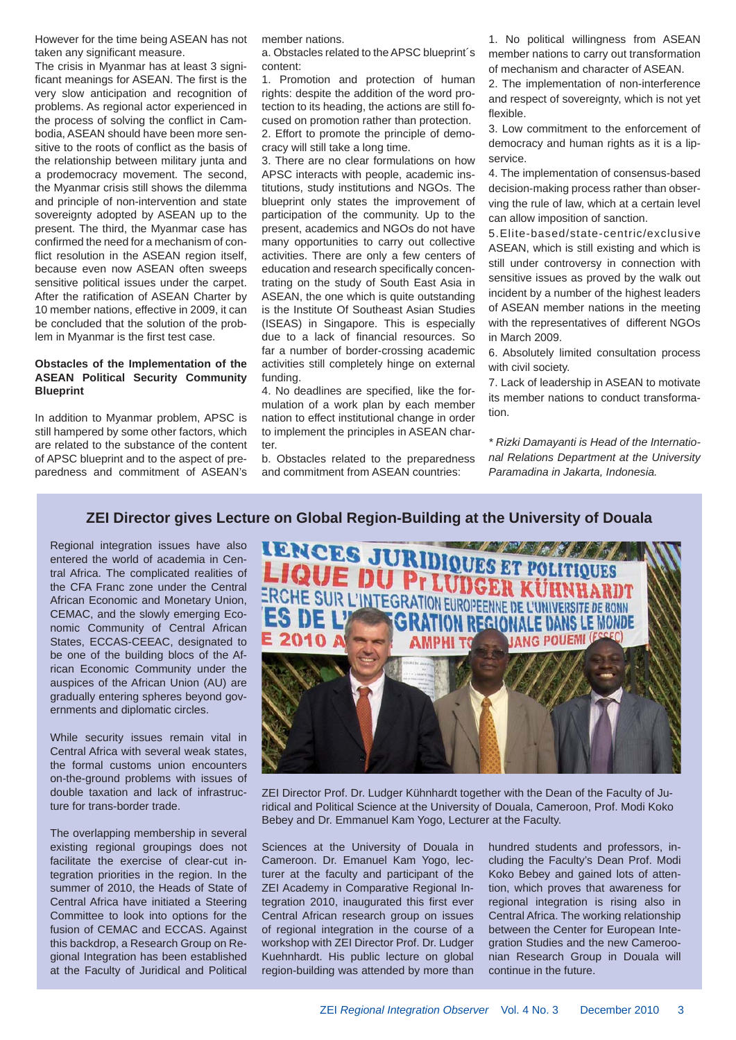However for the time being ASEAN has not taken any significant measure.

The crisis in Myanmar has at least 3 significant meanings for ASEAN. The first is the very slow anticipation and recognition of problems. As regional actor experienced in the process of solving the conflict in Cambodia, ASEAN should have been more sensitive to the roots of conflict as the basis of the relationship between military junta and a prodemocracy movement. The second, the Myanmar crisis still shows the dilemma and principle of non-intervention and state sovereignty adopted by ASEAN up to the present. The third, the Myanmar case has confirmed the need for a mechanism of conflict resolution in the ASEAN region itself, because even now ASEAN often sweeps sensitive political issues under the carpet. After the ratification of ASEAN Charter by 10 member nations, effective in 2009, it can be concluded that the solution of the problem in Myanmar is the first test case.

**Obstacles of the Implementation of the ASEAN Political Security Community Blueprint**

In addition to Myanmar problem, APSC is still hampered by some other factors, which are related to the substance of the content of APSC blueprint and to the aspect of preparedness and commitment of ASEAN's member nations.

a. Obstacles related to the APSC blueprint´s content:

1. Promotion and protection of human rights: despite the addition of the word protection to its heading, the actions are still focused on promotion rather than protection.
2. Effort to promote the principle of democracy will still take a long time.
3. There are no clear formulations on how APSC interacts with people, academic institutions, study institutions and NGOs. The blueprint only states the improvement of participation of the community. Up to the present, academics and NGOs do not have many opportunities to carry out collective activities. There are only a few centers of education and research specifically concentrating on the study of South East Asia in ASEAN, the one which is quite outstanding is the Institute Of Southeast Asian Studies (ISEAS) in Singapore. This is especially due to a lack of financial resources. So far a number of border-crossing academic activities still completely hinge on external funding.
4. No deadlines are specified, like the formulation of a work plan by each member nation to effect institutional change in order to implement the principles in ASEAN charter.

b. Obstacles related to the preparedness and commitment from ASEAN countries:

1. No political willingness from ASEAN member nations to carry out transformation of mechanism and character of ASEAN.
2. The implementation of non-interference and respect of sovereignty, which is not yet flexible.
3. Low commitment to the enforcement of democracy and human rights as it is a lip-service.
4. The implementation of consensus-based decision-making process rather than observing the rule of law, which at a certain level can allow imposition of sanction.
5. Elite-based/state-centric/exclusive ASEAN, which is still existing and which is still under controversy in connection with sensitive issues as proved by the walk out incident by a number of the highest leaders of ASEAN member nations in the meeting with the representatives of different NGOs in March 2009.
6. Absolutely limited consultation process with civil society.
7. Lack of leadership in ASEAN to motivate its member nations to conduct transformation.

*\* Rizki Damayanti is Head of the International Relations Department at the University Paramadina in Jakarta, Indonesia.*

## ZEI Director gives Lecture on Global Region-Building at the University of Douala

Regional integration issues have also entered the world of academia in Central Africa. The complicated realities of the CFA Franc zone under the Central African Economic and Monetary Union, CEMAC, and the slowly emerging Economic Community of Central African States, ECCAS-CEEAC, designated to be one of the building blocs of the African Economic Community under the auspices of the African Union (AU) are gradually entering spheres beyond governments and diplomatic circles.

While security issues remain vital in Central Africa with several weak states, the formal customs union encounters on-the-ground problems with issues of double taxation and lack of infrastructure for trans-border trade.

The overlapping membership in several existing regional groupings does not facilitate the exercise of clear-cut integration priorities in the region. In the summer of 2010, the Heads of State of Central Africa have initiated a Steering Committee to look into options for the fusion of CEMAC and ECCAS. Against this backdrop, a Research Group on Regional Integration has been established at the Faculty of Juridical and Political Sciences at the University of Douala in Cameroon. Dr. Emanuel Kam Yogo, lecturer at the faculty and participant of the ZEI Academy in Comparative Regional Integration 2010, inaugurated this first ever Central African research group on issues of regional integration in the course of a workshop with ZEI Director Prof. Dr. Ludger Kuehnhardt. His public lecture on global region-building was attended by more than hundred students and professors, including the Faculty's Dean Prof. Modi Koko Bebey and gained lots of attention, which proves that awareness for regional integration is rising also in Central Africa. The working relationship between the Center for European Integration Studies and the new Cameroonian Research Group in Douala will continue in the future.

ZEI Director Prof. Dr. Ludger Kühnhardt together with the Dean of the Faculty of Juridical and Political Science at the University of Douala, Cameroon, Prof. Modi Koko Bebey and Dr. Emmanuel Kam Yogo, Lecturer at the Faculty.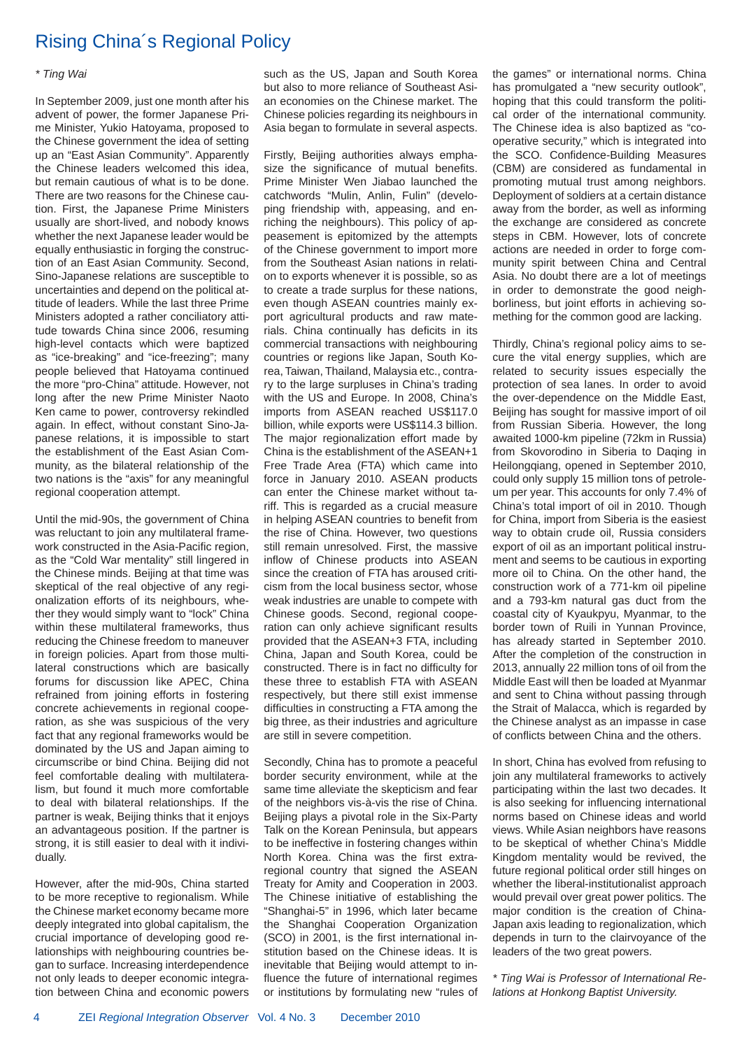# Rising China´s Regional Policy

*\* Ting Wai*

In September 2009, just one month after his advent of power, the former Japanese Prime Minister, Yukio Hatoyama, proposed to the Chinese government the idea of setting up an "East Asian Community". Apparently the Chinese leaders welcomed this idea, but remain cautious of what is to be done. There are two reasons for the Chinese caution. First, the Japanese Prime Ministers usually are short-lived, and nobody knows whether the next Japanese leader would be equally enthusiastic in forging the construction of an East Asian Community. Second, Sino-Japanese relations are susceptible to uncertainties and depend on the political attitude of leaders. While the last three Prime Ministers adopted a rather conciliatory attitude towards China since 2006, resuming high-level contacts which were baptized as "ice-breaking" and "ice-freezing"; many people believed that Hatoyama continued the more "pro-China" attitude. However, not long after the new Prime Minister Naoto Ken came to power, controversy rekindled again. In effect, without constant Sino-Japanese relations, it is impossible to start the establishment of the East Asian Community, as the bilateral relationship of the two nations is the "axis" for any meaningful regional cooperation attempt.

Until the mid-90s, the government of China was reluctant to join any multilateral framework constructed in the Asia-Pacific region, as the "Cold War mentality" still lingered in the Chinese minds. Beijing at that time was skeptical of the real objective of any regionalization efforts of its neighbours, whether they would simply want to "lock" China within these multilateral frameworks, thus reducing the Chinese freedom to maneuver in foreign policies. Apart from those multilateral constructions which are basically forums for discussion like APEC, China refrained from joining efforts in fostering concrete achievements in regional cooperation, as she was suspicious of the very fact that any regional frameworks would be dominated by the US and Japan aiming to circumscribe or bind China. Beijing did not feel comfortable dealing with multilateralism, but found it much more comfortable to deal with bilateral relationships. If the partner is weak, Beijing thinks that it enjoys an advantageous position. If the partner is strong, it is still easier to deal with it individually.

However, after the mid-90s, China started to be more receptive to regionalism. While the Chinese market economy became more deeply integrated into global capitalism, the crucial importance of developing good relationships with neighbouring countries began to surface. Increasing interdependence not only leads to deeper economic integration between China and economic powers such as the US, Japan and South Korea but also to more reliance of Southeast Asian economies on the Chinese market. The Chinese policies regarding its neighbours in Asia began to formulate in several aspects.

Firstly, Beijing authorities always emphasize the significance of mutual benefits. Prime Minister Wen Jiabao launched the catchwords "Mulin, Anlin, Fulin" (developing friendship with, appeasing, and enriching the neighbours). This policy of appeasement is epitomized by the attempts of the Chinese government to import more from the Southeast Asian nations in relation to exports whenever it is possible, so as to create a trade surplus for these nations, even though ASEAN countries mainly export agricultural products and raw materials. China continually has deficits in its commercial transactions with neighbouring countries or regions like Japan, South Korea, Taiwan, Thailand, Malaysia etc., contrary to the large surpluses in China's trading with the US and Europe. In 2008, China's imports from ASEAN reached US$117.0 billion, while exports were US$114.3 billion. The major regionalization effort made by China is the establishment of the ASEAN+1 Free Trade Area (FTA) which came into force in January 2010. ASEAN products can enter the Chinese market without tariff. This is regarded as a crucial measure in helping ASEAN countries to benefit from the rise of China. However, two questions still remain unresolved. First, the massive inflow of Chinese products into ASEAN since the creation of FTA has aroused criticism from the local business sector, whose weak industries are unable to compete with Chinese goods. Second, regional cooperation can only achieve significant results provided that the ASEAN+3 FTA, including China, Japan and South Korea, could be constructed. There is in fact no difficulty for these three to establish FTA with ASEAN respectively, but there still exist immense difficulties in constructing a FTA among the big three, as their industries and agriculture are still in severe competition.

Secondly, China has to promote a peaceful border security environment, while at the same time alleviate the skepticism and fear of the neighbors vis-à-vis the rise of China. Beijing plays a pivotal role in the Six-Party Talk on the Korean Peninsula, but appears to be ineffective in fostering changes within North Korea. China was the first extra-regional country that signed the ASEAN Treaty for Amity and Cooperation in 2003. The Chinese initiative of establishing the "Shanghai-5" in 1996, which later became the Shanghai Cooperation Organization (SCO) in 2001, is the first international institution based on the Chinese ideas. It is inevitable that Beijing would attempt to influence the future of international regimes or institutions by formulating new "rules of the games" or international norms. China has promulgated a "new security outlook", hoping that this could transform the political order of the international community. The Chinese idea is also baptized as "cooperative security," which is integrated into the SCO. Confidence-Building Measures (CBM) are considered as fundamental in promoting mutual trust among neighbors. Deployment of soldiers at a certain distance away from the border, as well as informing the exchange are considered as concrete steps in CBM. However, lots of concrete actions are needed in order to forge community spirit between China and Central Asia. No doubt there are a lot of meetings in order to demonstrate the good neighborliness, but joint efforts in achieving something for the common good are lacking.

Thirdly, China's regional policy aims to secure the vital energy supplies, which are related to security issues especially the protection of sea lanes. In order to avoid the over-dependence on the Middle East, Beijing has sought for massive import of oil from Russian Siberia. However, the long awaited 1000-km pipeline (72km in Russia) from Skovorodino in Siberia to Daqing in Heilongqiang, opened in September 2010, could only supply 15 million tons of petroleum per year. This accounts for only 7.4% of China's total import of oil in 2010. Though for China, import from Siberia is the easiest way to obtain crude oil, Russia considers export of oil as an important political instrument and seems to be cautious in exporting more oil to China. On the other hand, the construction work of a 771-km oil pipeline and a 793-km natural gas duct from the coastal city of Kyaukpyu, Myanmar, to the border town of Ruili in Yunnan Province, has already started in September 2010. After the completion of the construction in 2013, annually 22 million tons of oil from the Middle East will then be loaded at Myanmar and sent to China without passing through the Strait of Malacca, which is regarded by the Chinese analyst as an impasse in case of conflicts between China and the others.

In short, China has evolved from refusing to join any multilateral frameworks to actively participating within the last two decades. It is also seeking for influencing international norms based on Chinese ideas and world views. While Asian neighbors have reasons to be skeptical of whether China's Middle Kingdom mentality would be revived, the future regional political order still hinges on whether the liberal-institutionalist approach would prevail over great power politics. The major condition is the creation of China-Japan axis leading to regionalization, which depends in turn to the clairvoyance of the leaders of the two great powers.

*\* Ting Wai is Professor of International Relations at Honkong Baptist University.*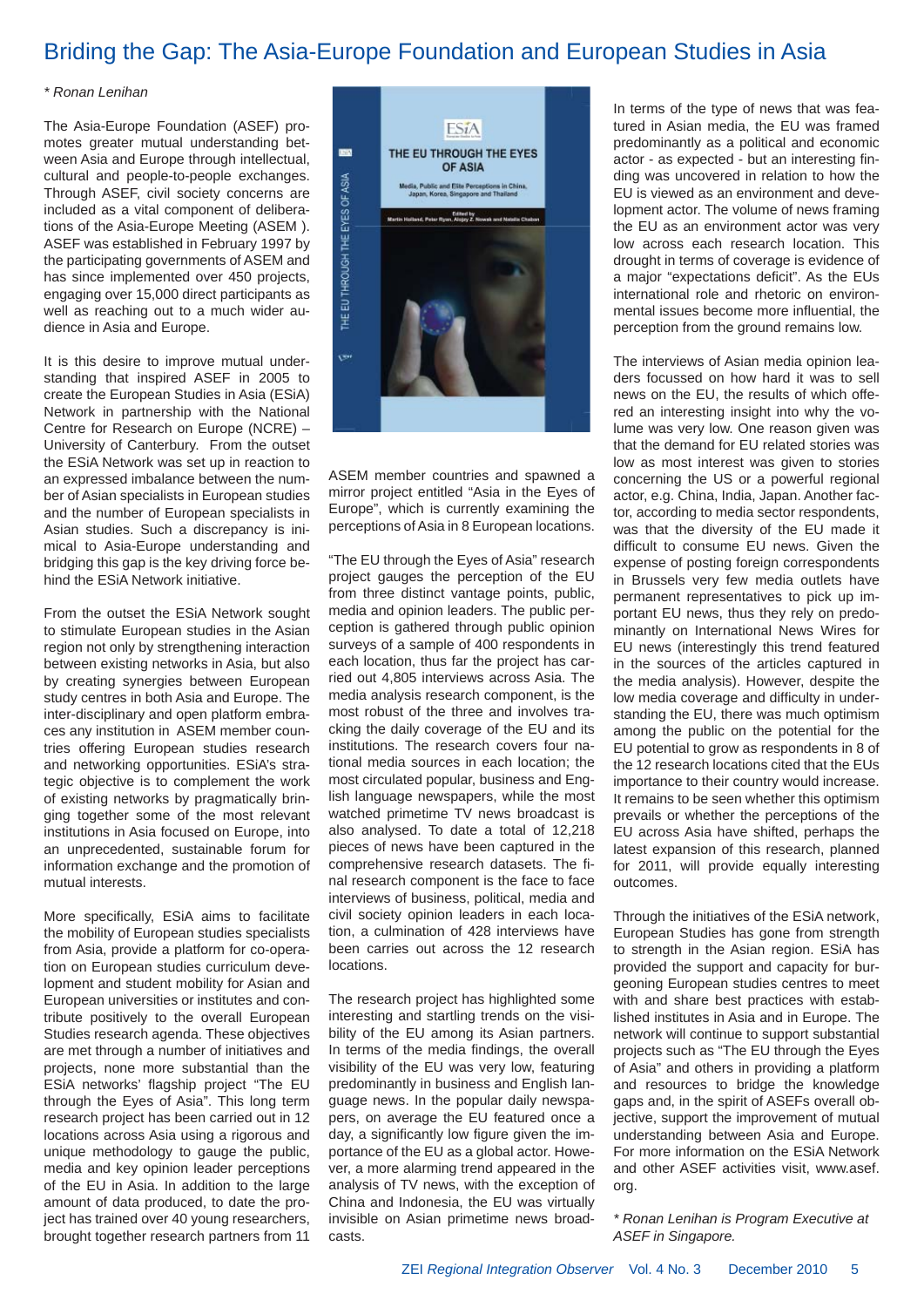# Briding the Gap: The Asia-Europe Foundation and European Studies in Asia

*\* Ronan Lenihan*

The Asia-Europe Foundation (ASEF) promotes greater mutual understanding between Asia and Europe through intellectual, cultural and people-to-people exchanges. Through ASEF, civil society concerns are included as a vital component of deliberations of the Asia-Europe Meeting (ASEM ). ASEF was established in February 1997 by the participating governments of ASEM and has since implemented over 450 projects, engaging over 15,000 direct participants as well as reaching out to a much wider audience in Asia and Europe.

It is this desire to improve mutual understanding that inspired ASEF in 2005 to create the European Studies in Asia (ESiA) Network in partnership with the National Centre for Research on Europe (NCRE) – University of Canterbury. From the outset the ESiA Network was set up in reaction to an expressed imbalance between the number of Asian specialists in European studies and the number of European specialists in Asian studies. Such a discrepancy is inimical to Asia-Europe understanding and bridging this gap is the key driving force behind the ESiA Network initiative.

From the outset the ESiA Network sought to stimulate European studies in the Asian region not only by strengthening interaction between existing networks in Asia, but also by creating synergies between European study centres in both Asia and Europe. The inter-disciplinary and open platform embraces any institution in ASEM member countries offering European studies research and networking opportunities. ESiA's strategic objective is to complement the work of existing networks by pragmatically bringing together some of the most relevant institutions in Asia focused on Europe, into an unprecedented, sustainable forum for information exchange and the promotion of mutual interests.

More specifically, ESiA aims to facilitate the mobility of European studies specialists from Asia, provide a platform for co-operation on European studies curriculum development and student mobility for Asian and European universities or institutes and contribute positively to the overall European Studies research agenda. These objectives are met through a number of initiatives and projects, none more substantial than the ESiA networks' flagship project "The EU through the Eyes of Asia". This long term research project has been carried out in 12 locations across Asia using a rigorous and unique methodology to gauge the public, media and key opinion leader perceptions of the EU in Asia. In addition to the large amount of data produced, to date the project has trained over 40 young researchers, brought together research partners from 11 ASEM member countries and spawned a mirror project entitled "Asia in the Eyes of Europe", which is currently examining the perceptions of Asia in 8 European locations.

"The EU through the Eyes of Asia" research project gauges the perception of the EU from three distinct vantage points, public, media and opinion leaders. The public perception is gathered through public opinion surveys of a sample of 400 respondents in each location, thus far the project has carried out 4,805 interviews across Asia. The media analysis research component, is the most robust of the three and involves tracking the daily coverage of the EU and its institutions. The research covers four national media sources in each location; the most circulated popular, business and English language newspapers, while the most watched primetime TV news broadcast is also analysed. To date a total of 12,218 pieces of news have been captured in the comprehensive research datasets. The final research component is the face to face interviews of business, political, media and civil society opinion leaders in each location, a culmination of 428 interviews have been carries out across the 12 research locations.

The research project has highlighted some interesting and startling trends on the visibility of the EU among its Asian partners. In terms of the media findings, the overall visibility of the EU was very low, featuring predominantly in business and English language news. In the popular daily newspapers, on average the EU featured once a day, a significantly low figure given the importance of the EU as a global actor. However, a more alarming trend appeared in the analysis of TV news, with the exception of China and Indonesia, the EU was virtually invisible on Asian primetime news broadcasts.

In terms of the type of news that was featured in Asian media, the EU was framed predominantly as a political and economic actor - as expected - but an interesting finding was uncovered in relation to how the EU is viewed as an environment and development actor. The volume of news framing the EU as an environment actor was very low across each research location. This drought in terms of coverage is evidence of a major "expectations deficit". As the EUs international role and rhetoric on environmental issues become more influential, the perception from the ground remains low.

The interviews of Asian media opinion leaders focussed on how hard it was to sell news on the EU, the results of which offered an interesting insight into why the volume was very low. One reason given was that the demand for EU related stories was low as most interest was given to stories concerning the US or a powerful regional actor, e.g. China, India, Japan. Another factor, according to media sector respondents, was that the diversity of the EU made it difficult to consume EU news. Given the expense of posting foreign correspondents in Brussels very few media outlets have permanent representatives to pick up important EU news, thus they rely on predominantly on International News Wires for EU news (interestingly this trend featured in the sources of the articles captured in the media analysis). However, despite the low media coverage and difficulty in understanding the EU, there was much optimism among the public on the potential for the EU potential to grow as respondents in 8 of the 12 research locations cited that the EUs importance to their country would increase. It remains to be seen whether this optimism prevails or whether the perceptions of the EU across Asia have shifted, perhaps the latest expansion of this research, planned for 2011, will provide equally interesting outcomes.

Through the initiatives of the ESiA network, European Studies has gone from strength to strength in the Asian region. ESiA has provided the support and capacity for burgeoning European studies centres to meet with and share best practices with established institutes in Asia and in Europe. The network will continue to support substantial projects such as "The EU through the Eyes of Asia" and others in providing a platform and resources to bridge the knowledge gaps and, in the spirit of ASEFs overall objective, support the improvement of mutual understanding between Asia and Europe. For more information on the ESiA Network and other ASEF activities visit, www.asef.org.

*\* Ronan Lenihan is Program Executive at ASEF in Singapore.*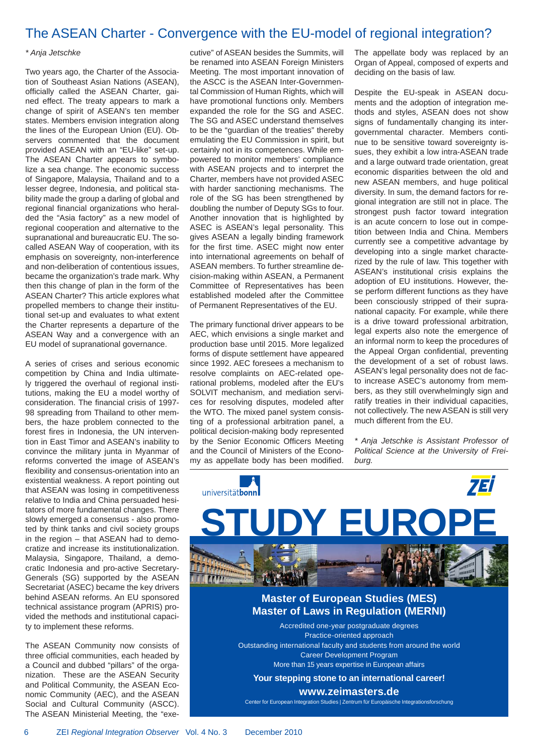# The ASEAN Charter - Convergence with the EU-model of regional integration?

*\* Anja Jetschke*

Two years ago, the Charter of the Association of Southeast Asian Nations (ASEAN), officially called the ASEAN Charter, gained effect. The treaty appears to mark a change of spirit of ASEAN's ten member states. Members envision integration along the lines of the European Union (EU). Observers commented that the document provided ASEAN with an "EU-like" set-up. The ASEAN Charter appears to symbolize a sea change. The economic success of Singapore, Malaysia, Thailand and to a lesser degree, Indonesia, and political stability made the group a darling of global and regional financial organizations who heralded the "Asia factory" as a new model of regional cooperation and alternative to the supranational and bureaucratic EU. The so-called ASEAN Way of cooperation, with its emphasis on sovereignty, non-interference and non-deliberation of contentious issues, became the organization's trade mark. Why then this change of plan in the form of the ASEAN Charter? This article explores what propelled members to change their institutional set-up and evaluates to what extent the Charter represents a departure of the ASEAN Way and a convergence with an EU model of supranational governance.

A series of crises and serious economic competition by China and India ultimately triggered the overhaul of regional institutions, making the EU a model worthy of consideration. The financial crisis of 1997-98 spreading from Thailand to other members, the haze problem connected to the forest fires in Indonesia, the UN intervention in East Timor and ASEAN's inability to convince the military junta in Myanmar of reforms converted the image of ASEAN's flexibility and consensus-orientation into an existential weakness. A report pointing out that ASEAN was losing in competitiveness relative to India and China persuaded hesitators of more fundamental changes. There slowly emerged a consensus - also promoted by think tanks and civil society groups in the region – that ASEAN had to democratize and increase its institutionalization. Malaysia, Singapore, Thailand, a democratic Indonesia and pro-active Secretary-Generals (SG) supported by the ASEAN Secretariat (ASEC) became the key drivers behind ASEAN reforms. An EU sponsored technical assistance program (APRIS) provided the methods and institutional capacity to implement these reforms.

The ASEAN Community now consists of three official communities, each headed by a Council and dubbed "pillars" of the organization. These are the ASEAN Security and Political Community, the ASEAN Economic Community (AEC), and the ASEAN Social and Cultural Community (ASCC). The ASEAN Ministerial Meeting, the "executive" of ASEAN besides the Summits, will be renamed into ASEAN Foreign Ministers Meeting. The most important innovation of the ASCC is the ASEAN Inter-Governmental Commission of Human Rights, which will have promotional functions only. Members expanded the role for the SG and ASEC. The SG and ASEC understand themselves to be the "guardian of the treaties" thereby emulating the EU Commission in spirit, but certainly not in its competences. While empowered to monitor members' compliance with ASEAN projects and to interpret the Charter, members have not provided ASEC with harder sanctioning mechanisms. The role of the SG has been strengthened by doubling the number of Deputy SGs to four. Another innovation that is highlighted by ASEC is ASEAN's legal personality. This gives ASEAN a legally binding framework for the first time. ASEC might now enter into international agreements on behalf of ASEAN members. To further streamline decision-making within ASEAN, a Permanent Committee of Representatives has been established modeled after the Committee of Permanent Representatives of the EU.

The primary functional driver appears to be AEC, which envisions a single market and production base until 2015. More legalized forms of dispute settlement have appeared since 1992. AEC foresees a mechanism to resolve complaints on AEC-related operational problems, modeled after the EU's SOLVIT mechanism, and mediation services for resolving disputes, modeled after the WTO. The mixed panel system consisting of a professional arbitration panel, a political decision-making body represented by the Senior Economic Officers Meeting and the Council of Ministers of the Economy as appellate body has been modified. The appellate body was replaced by an Organ of Appeal, composed of experts and deciding on the basis of law.

Despite the EU-speak in ASEAN documents and the adoption of integration methods and styles, ASEAN does not show signs of fundamentally changing its intergovernmental character. Members continue to be sensitive toward sovereignty issues, they exhibit a low intra-ASEAN trade and a large outward trade orientation, great economic disparities between the old and new ASEAN members, and huge political diversity. In sum, the demand factors for regional integration are still not in place. The strongest push factor toward integration is an acute concern to lose out in competition between India and China. Members currently see a competitive advantage by developing into a single market characterized by the rule of law. This together with ASEAN's institutional crisis explains the adoption of EU institutions. However, these perform different functions as they have been consciously stripped of their supranational capacity. For example, while there is a drive toward professional arbitration, legal experts also note the emergence of an informal norm to keep the procedures of the Appeal Organ confidential, preventing the development of a set of robust laws. ASEAN's legal personality does not de facto increase ASEC's autonomy from members, as they still overwhelmingly sign and ratify treaties in their individual capacities, not collectively. The new ASEAN is still very much different from the EU.

*\* Anja Jetschke is Assistant Professor of Political Science at the University of Freiburg.*

---

universitätbonn | ZEI

**STUDY EUROPE**

**Master of European Studies (MES)**
**Master of Laws in Regulation (MERNI)**

Accredited one-year postgraduate degrees
Practice-oriented approach
Outstanding international faculty and students from around the world
Career Development Program
More than 15 years expertise in European affairs

**Your stepping stone to an international career!**

**www.zeimasters.de**

Center for European Integration Studies | Zentrum für Europäische Integrationsforschung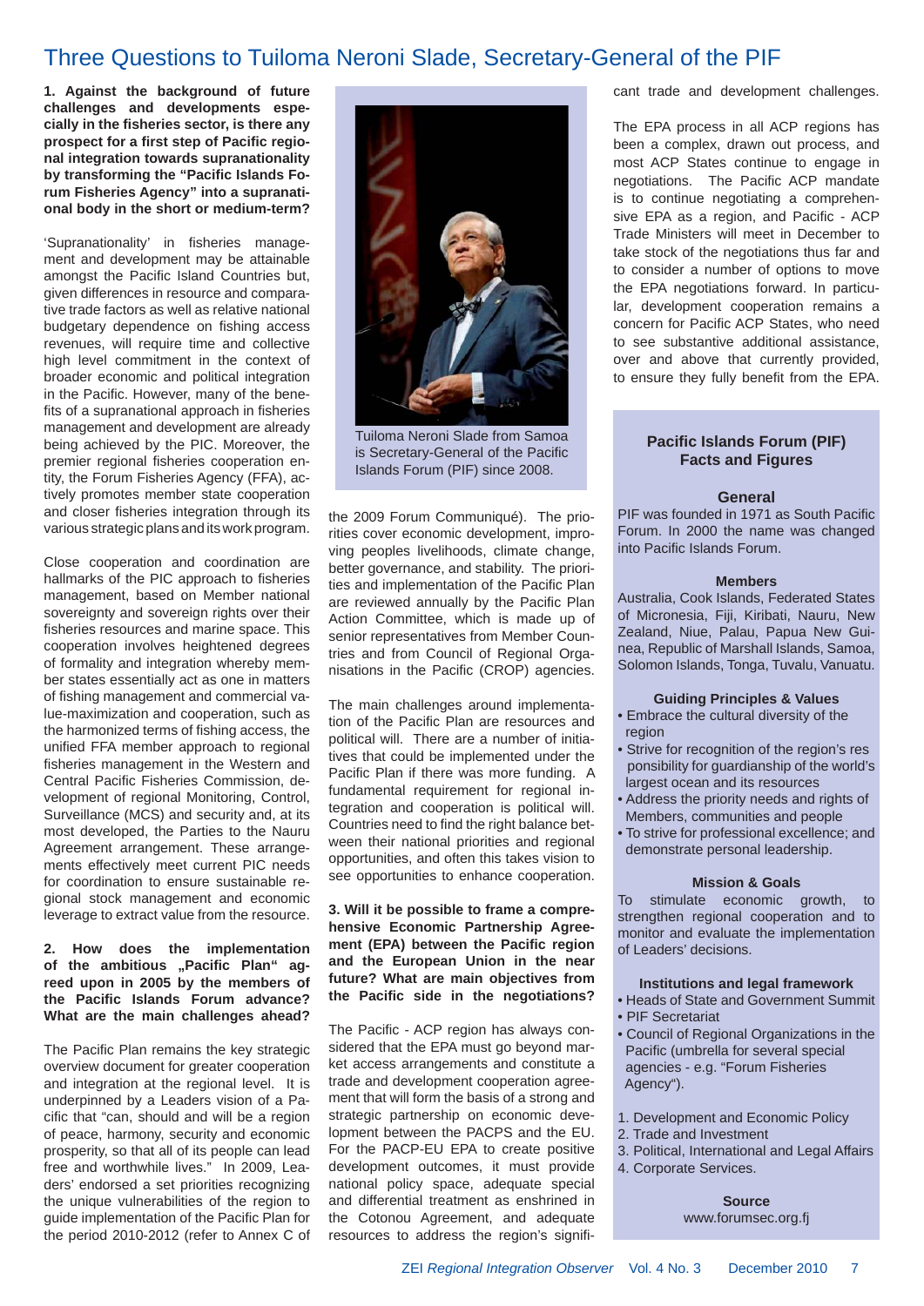# Three Questions to Tuiloma Neroni Slade, Secretary-General of the PIF

**1. Against the background of future challenges and developments especially in the fisheries sector, is there any prospect for a first step of Pacific regional integration towards supranationality by transforming the "Pacific Islands Forum Fisheries Agency" into a supranational body in the short or medium-term?**

'Supranationality' in fisheries management and development may be attainable amongst the Pacific Island Countries but, given differences in resource and comparative trade factors as well as relative national budgetary dependence on fishing access revenues, will require time and collective high level commitment in the context of broader economic and political integration in the Pacific. However, many of the benefits of a supranational approach in fisheries management and development are already being achieved by the PIC. Moreover, the premier regional fisheries cooperation entity, the Forum Fisheries Agency (FFA), actively promotes member state cooperation and closer fisheries integration through its various strategic plans and its work program.

Close cooperation and coordination are hallmarks of the PIC approach to fisheries management, based on Member national sovereignty and sovereign rights over their fisheries resources and marine space. This cooperation involves heightened degrees of formality and integration whereby member states essentially act as one in matters of fishing management and commercial value-maximization and cooperation, such as the harmonized terms of fishing access, the unified FFA member approach to regional fisheries management in the Western and Central Pacific Fisheries Commission, development of regional Monitoring, Control, Surveillance (MCS) and security and, at its most developed, the Parties to the Nauru Agreement arrangement. These arrangements effectively meet current PIC needs for coordination to ensure sustainable regional stock management and economic leverage to extract value from the resource.

**2. How does the implementation of the ambitious „Pacific Plan" agreed upon in 2005 by the members of the Pacific Islands Forum advance? What are the main challenges ahead?**

The Pacific Plan remains the key strategic overview document for greater cooperation and integration at the regional level. It is underpinned by a Leaders vision of a Pacific that "can, should and will be a region of peace, harmony, security and economic prosperity, so that all of its people can lead free and worthwhile lives." In 2009, Leaders' endorsed a set priorities recognizing the unique vulnerabilities of the region to guide implementation of the Pacific Plan for the period 2010-2012 (refer to Annex C of the 2009 Forum Communiqué). The priorities cover economic development, improving peoples livelihoods, climate change, better governance, and stability. The priorities and implementation of the Pacific Plan are reviewed annually by the Pacific Plan Action Committee, which is made up of senior representatives from Member Countries and from Council of Regional Organisations in the Pacific (CROP) agencies.

The main challenges around implementation of the Pacific Plan are resources and political will. There are a number of initiatives that could be implemented under the Pacific Plan if there was more funding. A fundamental requirement for regional integration and cooperation is political will. Countries need to find the right balance between their national priorities and regional opportunities, and often this takes vision to see opportunities to enhance cooperation.

Tuiloma Neroni Slade from Samoa is Secretary-General of the Pacific Islands Forum (PIF) since 2008.

**3. Will it be possible to frame a comprehensive Economic Partnership Agreement (EPA) between the Pacific region and the European Union in the near future? What are main objectives from the Pacific side in the negotiations?**

The Pacific - ACP region has always considered that the EPA must go beyond market access arrangements and constitute a trade and development cooperation agreement that will form the basis of a strong and strategic partnership on economic development between the PACPS and the EU. For the PACP-EU EPA to create positive development outcomes, it must provide national policy space, adequate special and differential treatment as enshrined in the Cotonou Agreement, and adequate resources to address the region's significant trade and development challenges.

The EPA process in all ACP regions has been a complex, drawn out process, and most ACP States continue to engage in negotiations. The Pacific ACP mandate is to continue negotiating a comprehensive EPA as a region, and Pacific - ACP Trade Ministers will meet in December to take stock of the negotiations thus far and to consider a number of options to move the EPA negotiations forward. In particular, development cooperation remains a concern for Pacific ACP States, who need to see substantive additional assistance, over and above that currently provided, to ensure they fully benefit from the EPA.

## Pacific Islands Forum (PIF) Facts and Figures

### General

PIF was founded in 1971 as South Pacific Forum. In 2000 the name was changed into Pacific Islands Forum.

### Members

Australia, Cook Islands, Federated States of Micronesia, Fiji, Kiribati, Nauru, New Zealand, Niue, Palau, Papua New Guinea, Republic of Marshall Islands, Samoa, Solomon Islands, Tonga, Tuvalu, Vanuatu.

### Guiding Principles & Values

- Embrace the cultural diversity of the region
- Strive for recognition of the region's responsibility for guardianship of the world's largest ocean and its resources
- Address the priority needs and rights of Members, communities and people
- To strive for professional excellence; and demonstrate personal leadership.

### Mission & Goals

To stimulate economic growth, to strengthen regional cooperation and to monitor and evaluate the implementation of Leaders' decisions.

### Institutions and legal framework

- Heads of State and Government Summit
- PIF Secretariat
- Council of Regional Organizations in the Pacific (umbrella for several special agencies - e.g. "Forum Fisheries Agency").

1. Development and Economic Policy
2. Trade and Investment
3. Political, International and Legal Affairs
4. Corporate Services.

### Source

www.forumsec.org.fj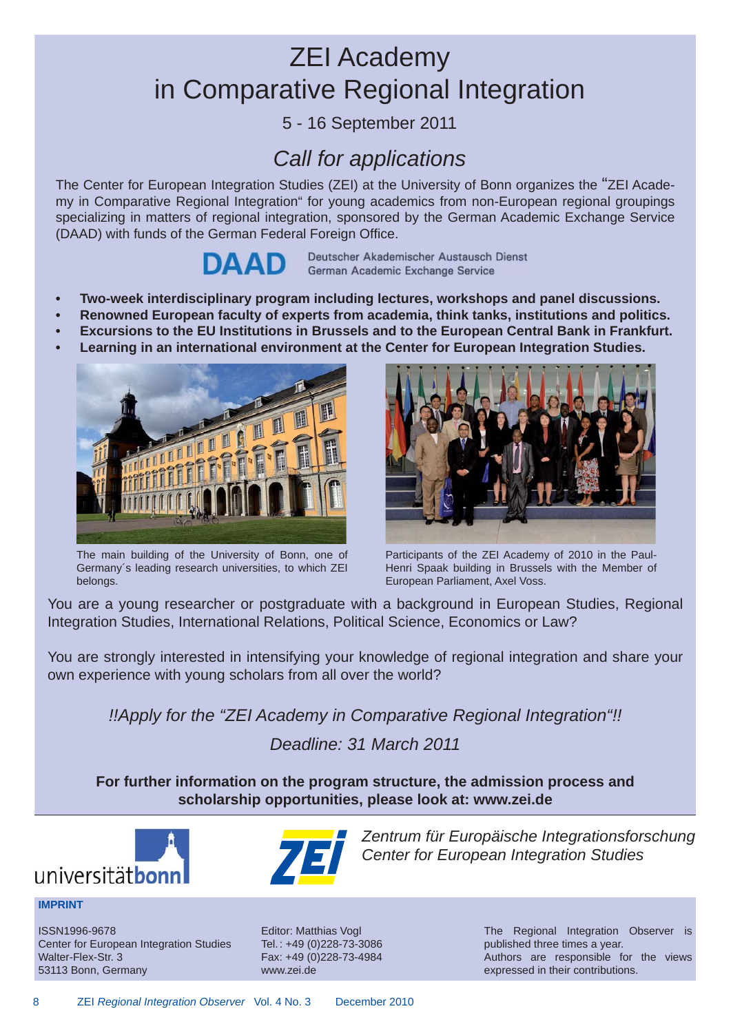# ZEI Academy in Comparative Regional Integration

5 - 16 September 2011

## *Call for applications*

The Center for European Integration Studies (ZEI) at the University of Bonn organizes the "ZEI Academy in Comparative Regional Integration" for young academics from non-European regional groupings specializing in matters of regional integration, sponsored by the German Academic Exchange Service (DAAD) with funds of the German Federal Foreign Office.

DAAD Deutscher Akademischer Austausch Dienst
German Academic Exchange Service

- **Two-week interdisciplinary program including lectures, workshops and panel discussions.**
- **Renowned European faculty of experts from academia, think tanks, institutions and politics.**
- **Excursions to the EU Institutions in Brussels and to the European Central Bank in Frankfurt.**
- **Learning in an international environment at the Center for European Integration Studies.**

The main building of the University of Bonn, one of Germany´s leading research universities, to which ZEI belongs.

Participants of the ZEI Academy of 2010 in the Paul-Henri Spaak building in Brussels with the Member of European Parliament, Axel Voss.

You are a young researcher or postgraduate with a background in European Studies, Regional Integration Studies, International Relations, Political Science, Economics or Law?

You are strongly interested in intensifying your knowledge of regional integration and share your own experience with young scholars from all over the world?

*!!Apply for the "ZEI Academy in Comparative Regional Integration"!!*

*Deadline: 31 March 2011*

**For further information on the program structure, the admission process and scholarship opportunities, please look at: www.zei.de**

universitätbonn

ZEI *Zentrum für Europäische Integrationsforschung*
*Center for European Integration Studies*

**IMPRINT**

ISSN1996-9678
Center for European Integration Studies
Walter-Flex-Str. 3
53113 Bonn, Germany

Editor: Matthias Vogl
Tel.: +49 (0)228-73-3086
Fax: +49 (0)228-73-4984
www.zei.de

The Regional Integration Observer is published three times a year.
Authors are responsible for the views expressed in their contributions.